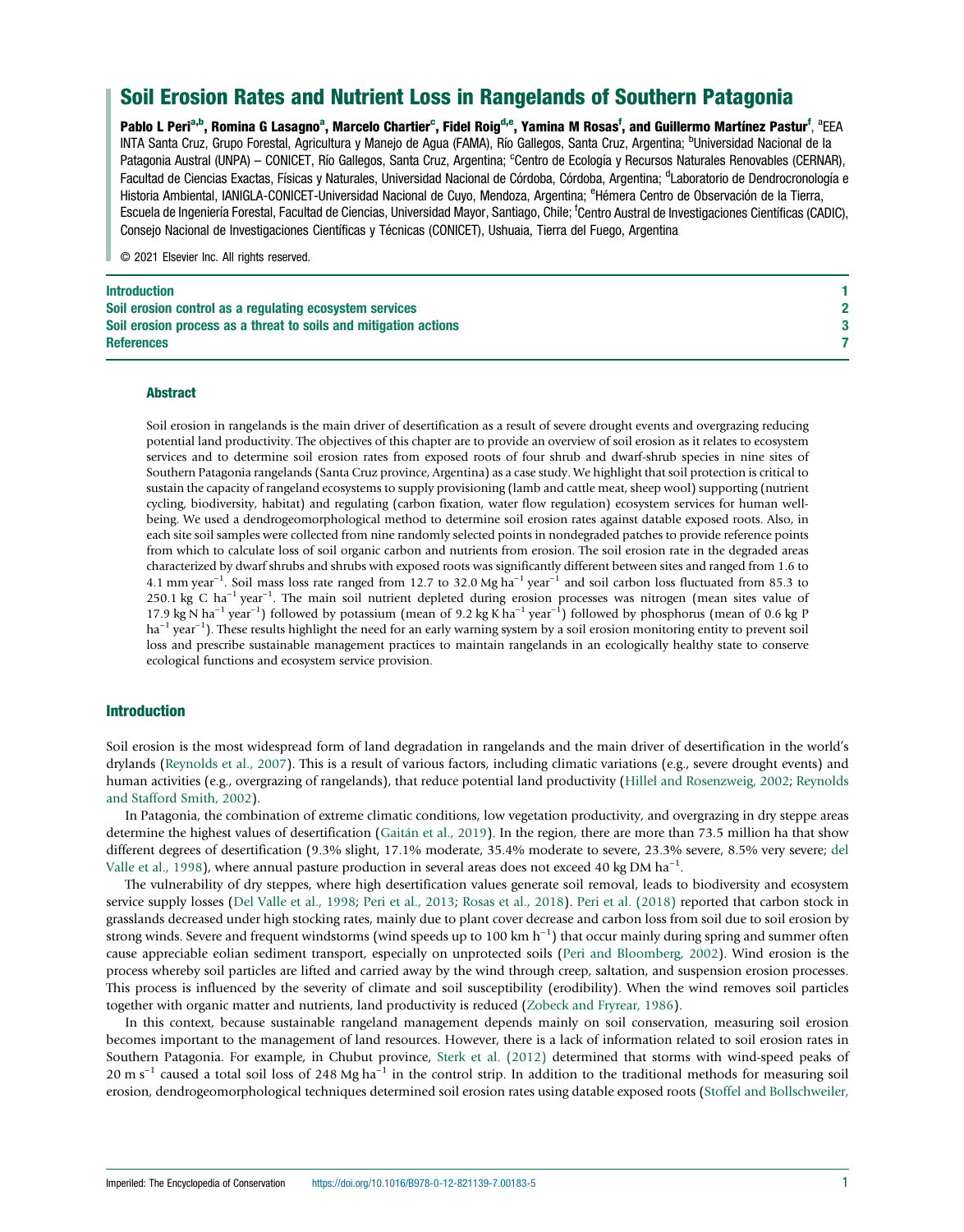# Soil Erosion Rates and Nutrient Loss in Rangelands of Southern Patagonia

**Pablo L Peri**[a,b], **Romina G Lasagno**[a], **Marcelo Chartier**[c], **Fidel Roig**[d,e], **Yamina M Rosas**[f], **and Guillermo Martínez Pastur**[f], [a]EEA INTA Santa Cruz, Grupo Forestal, Agricultura y Manejo de Agua (FAMA), Río Gallegos, Santa Cruz, Argentina; [b]Universidad Nacional de la Patagonia Austral (UNPA) – CONICET, Río Gallegos, Santa Cruz, Argentina; [c]Centro de Ecología y Recursos Naturales Renovables (CERNAR), Facultad de Ciencias Exactas, Físicas y Naturales, Universidad Nacional de Córdoba, Córdoba, Argentina; [d]Laboratorio de Dendrocronología e Historia Ambiental, IANIGLA-CONICET-Universidad Nacional de Cuyo, Mendoza, Argentina; [e]Hémera Centro de Observación de la Tierra, Escuela de Ingeniería Forestal, Facultad de Ciencias, Universidad Mayor, Santiago, Chile; [f]Centro Austral de Investigaciones Científicas (CADIC), Consejo Nacional de Investigaciones Científicas y Técnicas (CONICET), Ushuaia, Tierra del Fuego, Argentina

© 2021 Elsevier Inc. All rights reserved.

| | |
|---|---|
| Introduction | 1 |
| Soil erosion control as a regulating ecosystem services | 2 |
| Soil erosion process as a threat to soils and mitigation actions | 3 |
| References | 7 |

### Abstract

Soil erosion in rangelands is the main driver of desertification as a result of severe drought events and overgrazing reducing potential land productivity. The objectives of this chapter are to provide an overview of soil erosion as it relates to ecosystem services and to determine soil erosion rates from exposed roots of four shrub and dwarf-shrub species in nine sites of Southern Patagonia rangelands (Santa Cruz province, Argentina) as a case study. We highlight that soil protection is critical to sustain the capacity of rangeland ecosystems to supply provisioning (lamb and cattle meat, sheep wool) supporting (nutrient cycling, biodiversity, habitat) and regulating (carbon fixation, water flow regulation) ecosystem services for human well-being. We used a dendrogeomorphological method to determine soil erosion rates against datable exposed roots. Also, in each site soil samples were collected from nine randomly selected points in nondegraded patches to provide reference points from which to calculate loss of soil organic carbon and nutrients from erosion. The soil erosion rate in the degraded areas characterized by dwarf shrubs and shrubs with exposed roots was significantly different between sites and ranged from 1.6 to 4.1 mm $year^{-1}$. Soil mass loss rate ranged from 12.7 to 32.0 Mg $ha^{-1}$ $year^{-1}$ and soil carbon loss fluctuated from 85.3 to 250.1 kg C $ha^{-1}$ $year^{-1}$. The main soil nutrient depleted during erosion processes was nitrogen (mean sites value of 17.9 kg N $ha^{-1}$ $year^{-1}$) followed by potassium (mean of 9.2 kg K $ha^{-1}$ $year^{-1}$) followed by phosphorus (mean of 0.6 kg P $ha^{-1}$ $year^{-1}$). These results highlight the need for an early warning system by a soil erosion monitoring entity to prevent soil loss and prescribe sustainable management practices to maintain rangelands in an ecologically healthy state to conserve ecological functions and ecosystem service provision.

## Introduction

Soil erosion is the most widespread form of land degradation in rangelands and the main driver of desertification in the world's drylands (Reynolds et al., 2007). This is a result of various factors, including climatic variations (e.g., severe drought events) and human activities (e.g., overgrazing of rangelands), that reduce potential land productivity (Hillel and Rosenzweig, 2002; Reynolds and Stafford Smith, 2002).

In Patagonia, the combination of extreme climatic conditions, low vegetation productivity, and overgrazing in dry steppe areas determine the highest values of desertification (Gaitán et al., 2019). In the region, there are more than 73.5 million ha that show different degrees of desertification (9.3% slight, 17.1% moderate, 35.4% moderate to severe, 23.3% severe, 8.5% very severe; del Valle et al., 1998), where annual pasture production in several areas does not exceed 40 kg DM $ha^{-1}$.

The vulnerability of dry steppes, where high desertification values generate soil removal, leads to biodiversity and ecosystem service supply losses (Del Valle et al., 1998; Peri et al., 2013; Rosas et al., 2018). Peri et al. (2018) reported that carbon stock in grasslands decreased under high stocking rates, mainly due to plant cover decrease and carbon loss from soil due to soil erosion by strong winds. Severe and frequent windstorms (wind speeds up to 100 km $h^{-1}$) that occur mainly during spring and summer often cause appreciable eolian sediment transport, especially on unprotected soils (Peri and Bloomberg, 2002). Wind erosion is the process whereby soil particles are lifted and carried away by the wind through creep, saltation, and suspension erosion processes. This process is influenced by the severity of climate and soil susceptibility (erodibility). When the wind removes soil particles together with organic matter and nutrients, land productivity is reduced (Zobeck and Fryrear, 1986).

In this context, because sustainable rangeland management depends mainly on soil conservation, measuring soil erosion becomes important to the management of land resources. However, there is a lack of information related to soil erosion rates in Southern Patagonia. For example, in Chubut province, Sterk et al. (2012) determined that storms with wind-speed peaks of 20 m $s^{-1}$ caused a total soil loss of 248 Mg $ha^{-1}$ in the control strip. In addition to the traditional methods for measuring soil erosion, dendrogeomorphological techniques determined soil erosion rates using datable exposed roots (Stoffel and Bollschweiler,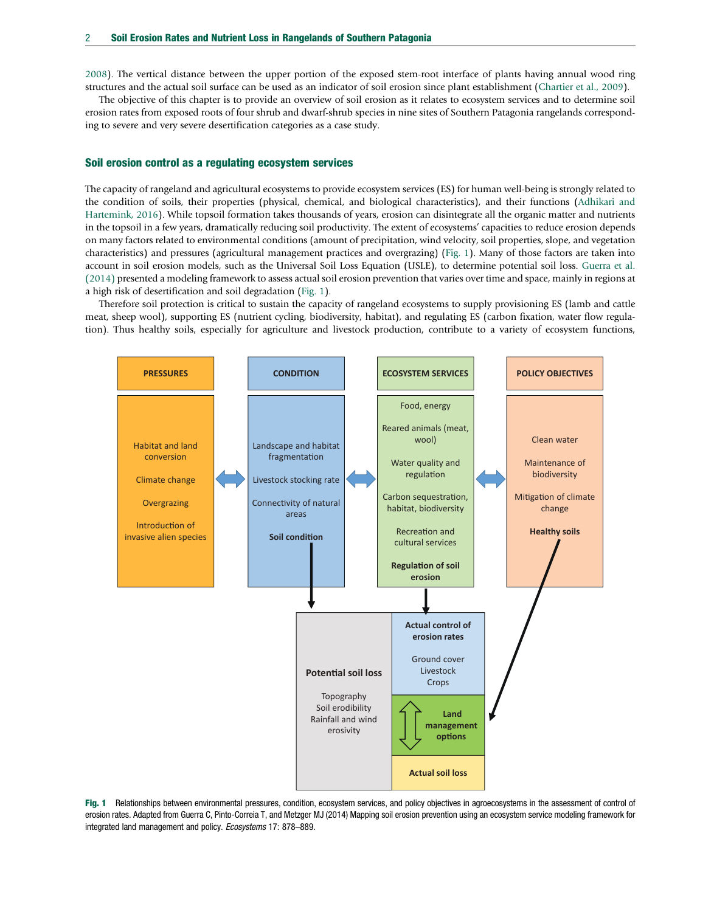2008). The vertical distance between the upper portion of the exposed stem-root interface of plants having annual wood ring structures and the actual soil surface can be used as an indicator of soil erosion since plant establishment (Chartier et al., 2009).

The objective of this chapter is to provide an overview of soil erosion as it relates to ecosystem services and to determine soil erosion rates from exposed roots of four shrub and dwarf-shrub species in nine sites of Southern Patagonia rangelands corresponding to severe and very severe desertification categories as a case study.

## Soil erosion control as a regulating ecosystem services

The capacity of rangeland and agricultural ecosystems to provide ecosystem services (ES) for human well-being is strongly related to the condition of soils, their properties (physical, chemical, and biological characteristics), and their functions (Adhikari and Hartemink, 2016). While topsoil formation takes thousands of years, erosion can disintegrate all the organic matter and nutrients in the topsoil in a few years, dramatically reducing soil productivity. The extent of ecosystems' capacities to reduce erosion depends on many factors related to environmental conditions (amount of precipitation, wind velocity, soil properties, slope, and vegetation characteristics) and pressures (agricultural management practices and overgrazing) (Fig. 1). Many of those factors are taken into account in soil erosion models, such as the Universal Soil Loss Equation (USLE), to determine potential soil loss. Guerra et al. (2014) presented a modeling framework to assess actual soil erosion prevention that varies over time and space, mainly in regions at a high risk of desertification and soil degradation (Fig. 1).

Therefore soil protection is critical to sustain the capacity of rangeland ecosystems to supply provisioning ES (lamb and cattle meat, sheep wool), supporting ES (nutrient cycling, biodiversity, habitat), and regulating ES (carbon fixation, water flow regulation). Thus healthy soils, especially for agriculture and livestock production, contribute to a variety of ecosystem functions,

| PRESSURES | CONDITION | ECOSYSTEM SERVICES | POLICY OBJECTIVES |
|---|---|---|---|
| Habitat and land conversion<br>Climate change<br>Overgrazing<br>Introduction of invasive alien species | Landscape and habitat fragmentation<br>Livestock stocking rate<br>Connectivity of natural areas<br>**Soil condition** | Food, energy<br>Reared animals (meat, wool)<br>Water quality and regulation<br>Carbon sequestration, habitat, biodiversity<br>Recreation and cultural services<br>**Regulation of soil erosion** | Clean water<br>Maintenance of biodiversity<br>Mitigation of climate change<br>**Healthy soils** |

| **Potential soil loss** | **Actual control of erosion rates** |
|---|---|
| Topography<br>Soil erodibility<br>Rainfall and wind erosivity | Ground cover<br>Livestock<br>Crops |
| | **Land management options** |
| | **Actual soil loss** |

**Fig. 1** Relationships between environmental pressures, condition, ecosystem services, and policy objectives in agroecosystems in the assessment of control of erosion rates. Adapted from Guerra C, Pinto-Correia T, and Metzger MJ (2014) Mapping soil erosion prevention using an ecosystem service modeling framework for integrated land management and policy. *Ecosystems* 17: 878–889.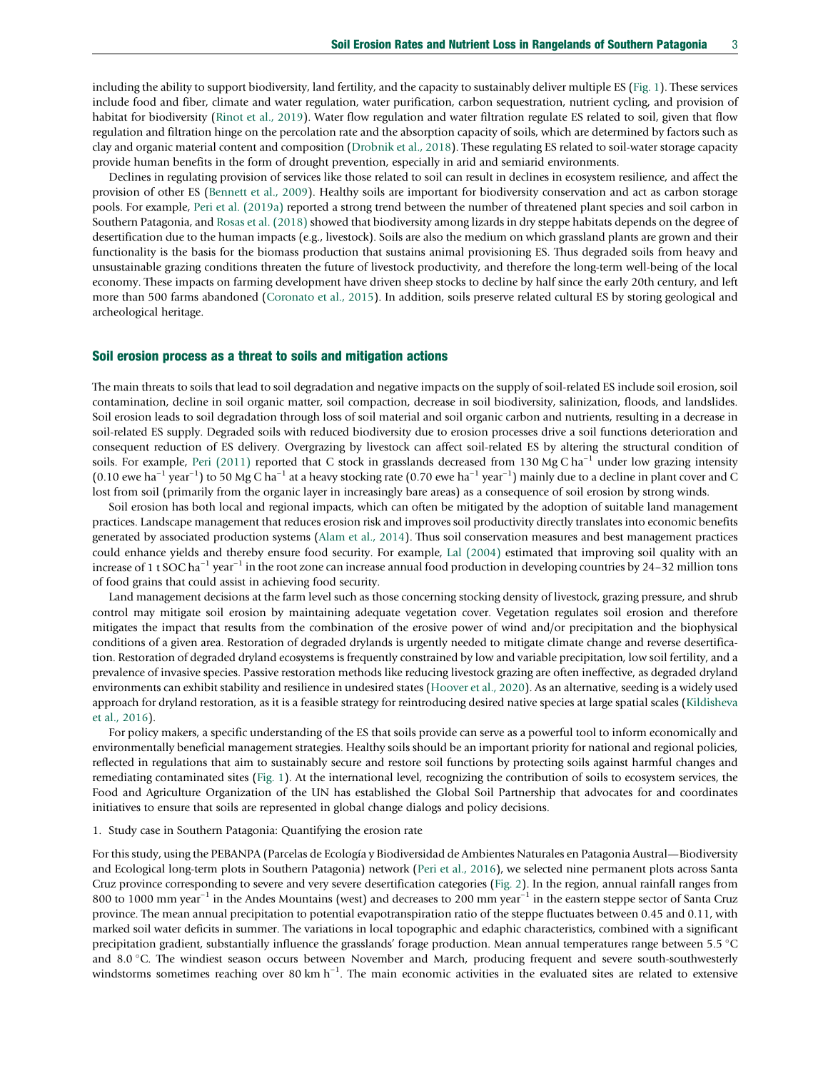including the ability to support biodiversity, land fertility, and the capacity to sustainably deliver multiple ES (Fig. 1). These services include food and fiber, climate and water regulation, water purification, carbon sequestration, nutrient cycling, and provision of habitat for biodiversity (Rinot et al., 2019). Water flow regulation and water filtration regulate ES related to soil, given that flow regulation and filtration hinge on the percolation rate and the absorption capacity of soils, which are determined by factors such as clay and organic material content and composition (Drobnik et al., 2018). These regulating ES related to soil-water storage capacity provide human benefits in the form of drought prevention, especially in arid and semiarid environments.

Declines in regulating provision of services like those related to soil can result in declines in ecosystem resilience, and affect the provision of other ES (Bennett et al., 2009). Healthy soils are important for biodiversity conservation and act as carbon storage pools. For example, Peri et al. (2019a) reported a strong trend between the number of threatened plant species and soil carbon in Southern Patagonia, and Rosas et al. (2018) showed that biodiversity among lizards in dry steppe habitats depends on the degree of desertification due to the human impacts (e.g., livestock). Soils are also the medium on which grassland plants are grown and their functionality is the basis for the biomass production that sustains animal provisioning ES. Thus degraded soils from heavy and unsustainable grazing conditions threaten the future of livestock productivity, and therefore the long-term well-being of the local economy. These impacts on farming development have driven sheep stocks to decline by half since the early 20th century, and left more than 500 farms abandoned (Coronato et al., 2015). In addition, soils preserve related cultural ES by storing geological and archeological heritage.

## Soil erosion process as a threat to soils and mitigation actions

The main threats to soils that lead to soil degradation and negative impacts on the supply of soil-related ES include soil erosion, soil contamination, decline in soil organic matter, soil compaction, decrease in soil biodiversity, salinization, floods, and landslides. Soil erosion leads to soil degradation through loss of soil material and soil organic carbon and nutrients, resulting in a decrease in soil-related ES supply. Degraded soils with reduced biodiversity due to erosion processes drive a soil functions deterioration and consequent reduction of ES delivery. Overgrazing by livestock can affect soil-related ES by altering the structural condition of soils. For example, Peri (2011) reported that C stock in grasslands decreased from 130 Mg C $\text{ha}^{-1}$ under low grazing intensity (0.10 ewe $\text{ha}^{-1}$ $\text{year}^{-1}$) to 50 Mg C $\text{ha}^{-1}$ at a heavy stocking rate (0.70 ewe $\text{ha}^{-1}$ $\text{year}^{-1}$) mainly due to a decline in plant cover and C lost from soil (primarily from the organic layer in increasingly bare areas) as a consequence of soil erosion by strong winds.

Soil erosion has both local and regional impacts, which can often be mitigated by the adoption of suitable land management practices. Landscape management that reduces erosion risk and improves soil productivity directly translates into economic benefits generated by associated production systems (Alam et al., 2014). Thus soil conservation measures and best management practices could enhance yields and thereby ensure food security. For example, Lal (2004) estimated that improving soil quality with an increase of 1 t SOC $\text{ha}^{-1}$ $\text{year}^{-1}$ in the root zone can increase annual food production in developing countries by 24–32 million tons of food grains that could assist in achieving food security.

Land management decisions at the farm level such as those concerning stocking density of livestock, grazing pressure, and shrub control may mitigate soil erosion by maintaining adequate vegetation cover. Vegetation regulates soil erosion and therefore mitigates the impact that results from the combination of the erosive power of wind and/or precipitation and the biophysical conditions of a given area. Restoration of degraded drylands is urgently needed to mitigate climate change and reverse desertification. Restoration of degraded dryland ecosystems is frequently constrained by low and variable precipitation, low soil fertility, and a prevalence of invasive species. Passive restoration methods like reducing livestock grazing are often ineffective, as degraded dryland environments can exhibit stability and resilience in undesired states (Hoover et al., 2020). As an alternative, seeding is a widely used approach for dryland restoration, as it is a feasible strategy for reintroducing desired native species at large spatial scales (Kildisheva et al., 2016).

For policy makers, a specific understanding of the ES that soils provide can serve as a powerful tool to inform economically and environmentally beneficial management strategies. Healthy soils should be an important priority for national and regional policies, reflected in regulations that aim to sustainably secure and restore soil functions by protecting soils against harmful changes and remediating contaminated sites (Fig. 1). At the international level, recognizing the contribution of soils to ecosystem services, the Food and Agriculture Organization of the UN has established the Global Soil Partnership that advocates for and coordinates initiatives to ensure that soils are represented in global change dialogs and policy decisions.

1. Study case in Southern Patagonia: Quantifying the erosion rate

For this study, using the PEBANPA (Parcelas de Ecología y Biodiversidad de Ambientes Naturales en Patagonia Austral—Biodiversity and Ecological long-term plots in Southern Patagonia) network (Peri et al., 2016), we selected nine permanent plots across Santa Cruz province corresponding to severe and very severe desertification categories (Fig. 2). In the region, annual rainfall ranges from 800 to 1000 mm $\text{year}^{-1}$ in the Andes Mountains (west) and decreases to 200 mm $\text{year}^{-1}$ in the eastern steppe sector of Santa Cruz province. The mean annual precipitation to potential evapotranspiration ratio of the steppe fluctuates between 0.45 and 0.11, with marked soil water deficits in summer. The variations in local topographic and edaphic characteristics, combined with a significant precipitation gradient, substantially influence the grasslands' forage production. Mean annual temperatures range between 5.5 °C and 8.0 °C. The windiest season occurs between November and March, producing frequent and severe south-southwesterly windstorms sometimes reaching over 80 km $\text{h}^{-1}$. The main economic activities in the evaluated sites are related to extensive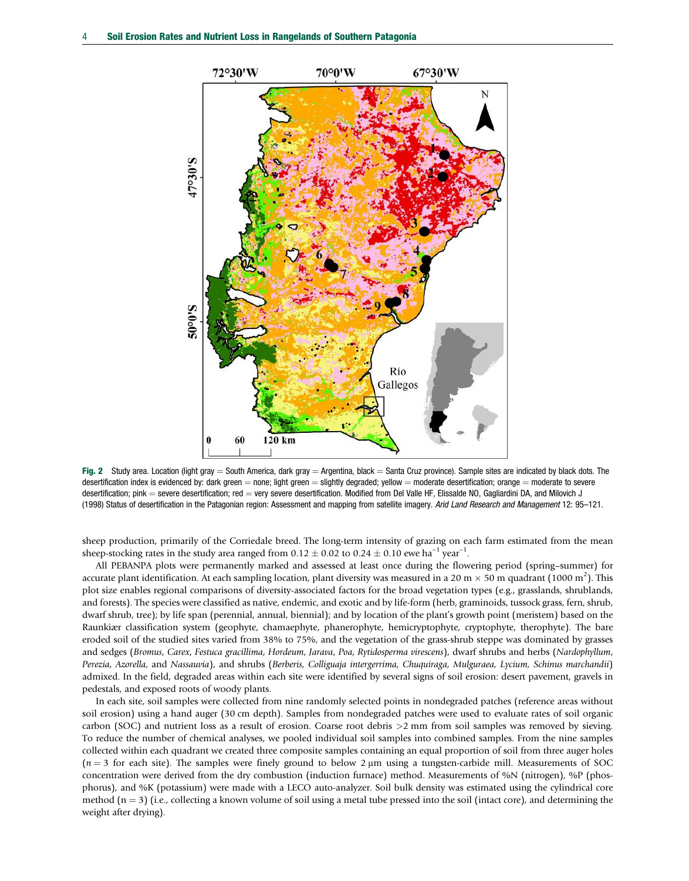Fig. 2 Study area. Location (light gray = South America, dark gray = Argentina, black = Santa Cruz province). Sample sites are indicated by black dots. The desertification index is evidenced by: dark green = none; light green = slightly degraded; yellow = moderate desertification; orange = moderate to severe desertification; pink = severe desertification; red = very severe desertification. Modified from Del Valle HF, Elissalde NO, Gagliardini DA, and Milovich J (1998) Status of desertification in the Patagonian region: Assessment and mapping from satellite imagery. *Arid Land Research and Management* 12: 95–121.

sheep production, primarily of the Corriedale breed. The long-term intensity of grazing on each farm estimated from the mean sheep-stocking rates in the study area ranged from $0.12 \pm 0.02$ to $0.24 \pm 0.10$ ewe $ha^{-1}$ $year^{-1}$.

All PEBANPA plots were permanently marked and assessed at least once during the flowering period (spring–summer) for accurate plant identification. At each sampling location, plant diversity was measured in a 20 m × 50 m quadrant (1000 $m^2$). This plot size enables regional comparisons of diversity-associated factors for the broad vegetation types (e.g., grasslands, shrublands, and forests). The species were classified as native, endemic, and exotic and by life-form (herb, graminoids, tussock grass, fern, shrub, dwarf shrub, tree); by life span (perennial, annual, biennial); and by location of the plant's growth point (meristem) based on the Raunkiær classification system (geophyte, chamaephyte, phanerophyte, hemicryptophyte, cryptophyte, therophyte). The bare eroded soil of the studied sites varied from 38% to 75%, and the vegetation of the grass-shrub steppe was dominated by grasses and sedges (*Bromus*, *Carex*, *Festuca gracillima*, *Hordeum*, *Jarava*, *Poa*, *Rytidosperma virescens*), dwarf shrubs and herbs (*Nardophyllum*, *Perezia*, *Azorella*, and *Nassauvia*), and shrubs (*Berberis*, *Colliguaja intergerrima*, *Chuquiraga*, *Mulguraea*, *Lycium*, *Schinus marchandii*) admixed. In the field, degraded areas within each site were identified by several signs of soil erosion: desert pavement, gravels in pedestals, and exposed roots of woody plants.

In each site, soil samples were collected from nine randomly selected points in nondegraded patches (reference areas without soil erosion) using a hand auger (30 cm depth). Samples from nondegraded patches were used to evaluate rates of soil organic carbon (SOC) and nutrient loss as a result of erosion. Coarse root debris >2 mm from soil samples was removed by sieving. To reduce the number of chemical analyses, we pooled individual soil samples into combined samples. From the nine samples collected within each quadrant we created three composite samples containing an equal proportion of soil from three auger holes ($n = 3$ for each site). The samples were finely ground to below 2 μm using a tungsten-carbide mill. Measurements of SOC concentration were derived from the dry combustion (induction furnace) method. Measurements of %N (nitrogen), %P (phosphorus), and %K (potassium) were made with a LECO auto-analyzer. Soil bulk density was estimated using the cylindrical core method ($n = 3$) (i.e., collecting a known volume of soil using a metal tube pressed into the soil (intact core), and determining the weight after drying).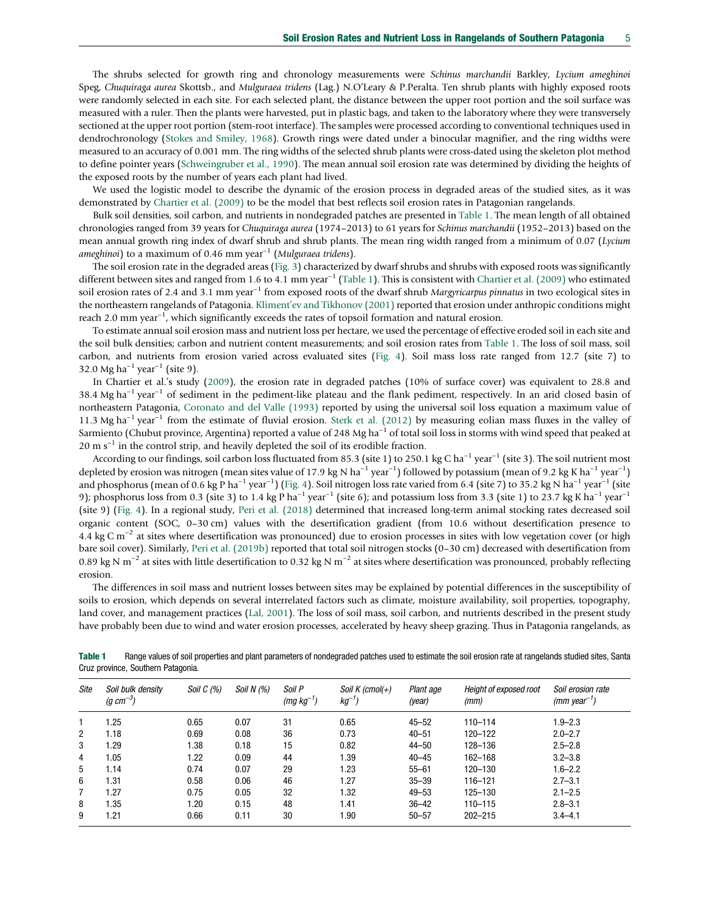The shrubs selected for growth ring and chronology measurements were *Schinus marchandii* Barkley, *Lycium ameghinoi* Speg, *Chuquiraga aurea* Skottsb., and *Mulguraea tridens* (Lag.) N.O'Leary & P.Peralta. Ten shrub plants with highly exposed roots were randomly selected in each site. For each selected plant, the distance between the upper root portion and the soil surface was measured with a ruler. Then the plants were harvested, put in plastic bags, and taken to the laboratory where they were transversely sectioned at the upper root portion (stem-root interface). The samples were processed according to conventional techniques used in dendrochronology (Stokes and Smiley, 1968). Growth rings were dated under a binocular magnifier, and the ring widths were measured to an accuracy of 0.001 mm. The ring widths of the selected shrub plants were cross-dated using the skeleton plot method to define pointer years (Schweingruber et al., 1990). The mean annual soil erosion rate was determined by dividing the heights of the exposed roots by the number of years each plant had lived.

We used the logistic model to describe the dynamic of the erosion process in degraded areas of the studied sites, as it was demonstrated by Chartier et al. (2009) to be the model that best reflects soil erosion rates in Patagonian rangelands.

Bulk soil densities, soil carbon, and nutrients in nondegraded patches are presented in Table 1. The mean length of all obtained chronologies ranged from 39 years for *Chuquiraga aurea* (1974–2013) to 61 years for *Schinus marchandii* (1952–2013) based on the mean annual growth ring index of dwarf shrub and shrub plants. The mean ring width ranged from a minimum of 0.07 (*Lycium ameghinoi*) to a maximum of 0.46 mm year$^{-1}$ (*Mulguraea tridens*).

The soil erosion rate in the degraded areas (Fig. 3) characterized by dwarf shrubs and shrubs with exposed roots was significantly different between sites and ranged from 1.6 to 4.1 mm year$^{-1}$ (Table 1). This is consistent with Chartier et al. (2009) who estimated soil erosion rates of 2.4 and 3.1 mm year$^{-1}$ from exposed roots of the dwarf shrub *Margyricarpus pinnatus* in two ecological sites in the northeastern rangelands of Patagonia. Kliment'ev and Tikhonov (2001) reported that erosion under anthropic conditions might reach 2.0 mm year$^{-1}$, which significantly exceeds the rates of topsoil formation and natural erosion.

To estimate annual soil erosion mass and nutrient loss per hectare, we used the percentage of effective eroded soil in each site and the soil bulk densities; carbon and nutrient content measurements; and soil erosion rates from Table 1. The loss of soil mass, soil carbon, and nutrients from erosion varied across evaluated sites (Fig. 4). Soil mass loss rate ranged from 12.7 (site 7) to 32.0 Mg ha$^{-1}$ year$^{-1}$ (site 9).

In Chartier et al.'s study (2009), the erosion rate in degraded patches (10% of surface cover) was equivalent to 28.8 and 38.4 Mg ha$^{-1}$ year$^{-1}$ of sediment in the pediment-like plateau and the flank pediment, respectively. In an arid closed basin of northeastern Patagonia, Coronato and del Valle (1993) reported by using the universal soil loss equation a maximum value of 11.3 Mg ha$^{-1}$ year$^{-1}$ from the estimate of fluvial erosion. Sterk et al. (2012) by measuring eolian mass fluxes in the valley of Sarmiento (Chubut province, Argentina) reported a value of 248 Mg ha$^{-1}$ of total soil loss in storms with wind speed that peaked at 20 m s$^{-1}$ in the control strip, and heavily depleted the soil of its erodible fraction.

According to our findings, soil carbon loss fluctuated from 85.3 (site 1) to 250.1 kg C ha$^{-1}$ year$^{-1}$ (site 3). The soil nutrient most depleted by erosion was nitrogen (mean sites value of 17.9 kg N ha$^{-1}$ year$^{-1}$) followed by potassium (mean of 9.2 kg K ha$^{-1}$ year$^{-1}$) and phosphorus (mean of 0.6 kg P ha$^{-1}$ year$^{-1}$) (Fig. 4). Soil nitrogen loss rate varied from 6.4 (site 7) to 35.2 kg N ha$^{-1}$ year$^{-1}$ (site 9); phosphorus loss from 0.3 (site 3) to 1.4 kg P ha$^{-1}$ year$^{-1}$ (site 6); and potassium loss from 3.3 (site 1) to 23.7 kg K ha$^{-1}$ year$^{-1}$ (site 9) (Fig. 4). In a regional study, Peri et al. (2018) determined that increased long-term animal stocking rates decreased soil organic content (SOC, 0–30 cm) values with the desertification gradient (from 10.6 without desertification presence to 4.4 kg C m$^{-2}$ at sites where desertification was pronounced) due to erosion processes in sites with low vegetation cover (or high bare soil cover). Similarly, Peri et al. (2019b) reported that total soil nitrogen stocks (0–30 cm) decreased with desertification from 0.89 kg N m$^{-2}$ at sites with little desertification to 0.32 kg N m$^{-2}$ at sites where desertification was pronounced, probably reflecting erosion.

The differences in soil mass and nutrient losses between sites may be explained by potential differences in the susceptibility of soils to erosion, which depends on several interrelated factors such as climate, moisture availability, soil properties, topography, land cover, and management practices (Lal, 2001). The loss of soil mass, soil carbon, and nutrients described in the present study have probably been due to wind and water erosion processes, accelerated by heavy sheep grazing. Thus in Patagonia rangelands, as

**Table 1** Range values of soil properties and plant parameters of nondegraded patches used to estimate the soil erosion rate at rangelands studied sites, Santa Cruz province, Southern Patagonia.

| *Site* | *Soil bulk density ($g\ cm^{-3}$)* | *Soil C (%)* | *Soil N (%)* | *Soil P ($mg\ kg^{-1}$)* | *Soil K ($cmol(+)\ kg^{-1}$)* | *Plant age (year)* | *Height of exposed root (mm)* | *Soil erosion rate ($mm\ year^{-1}$)* |
|---|---|---|---|---|---|---|---|---|
| 1 | 1.25 | 0.65 | 0.07 | 31 | 0.65 | 45–52 | 110–114 | 1.9–2.3 |
| 2 | 1.18 | 0.69 | 0.08 | 36 | 0.73 | 40–51 | 120–122 | 2.0–2.7 |
| 3 | 1.29 | 1.38 | 0.18 | 15 | 0.82 | 44–50 | 128–136 | 2.5–2.8 |
| 4 | 1.05 | 1.22 | 0.09 | 44 | 1.39 | 40–45 | 162–168 | 3.2–3.8 |
| 5 | 1.14 | 0.74 | 0.07 | 29 | 1.23 | 55–61 | 120–130 | 1.6–2.2 |
| 6 | 1.31 | 0.58 | 0.06 | 46 | 1.27 | 35–39 | 116–121 | 2.7–3.1 |
| 7 | 1.27 | 0.75 | 0.05 | 32 | 1.32 | 49–53 | 125–130 | 2.1–2.5 |
| 8 | 1.35 | 1.20 | 0.15 | 48 | 1.41 | 36–42 | 110–115 | 2.8–3.1 |
| 9 | 1.21 | 0.66 | 0.11 | 30 | 1.90 | 50–57 | 202–215 | 3.4–4.1 |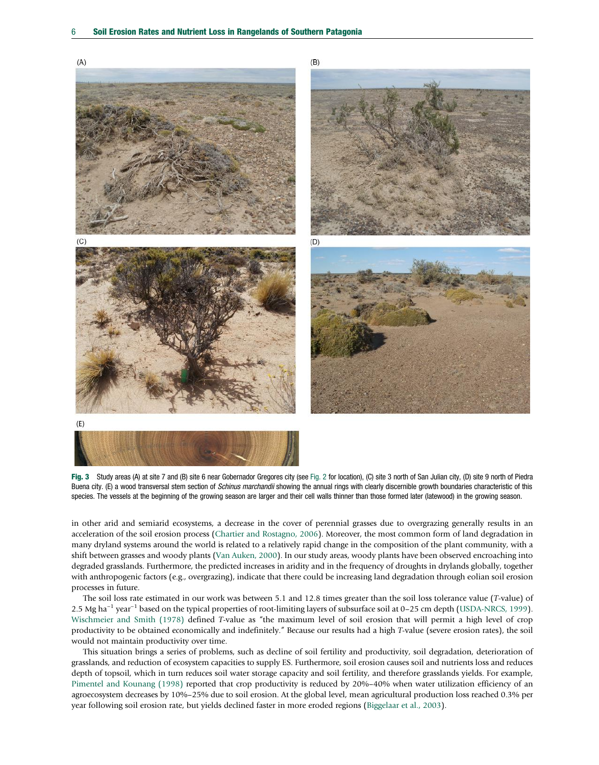Fig. 3 Study areas (A) at site 7 and (B) site 6 near Gobernador Gregores city (see Fig. 2 for location), (C) site 3 north of San Julian city, (D) site 9 north of Piedra Buena city. (E) a wood transversal stem section of *Schinus marchandii* showing the annual rings with clearly discernible growth boundaries characteristic of this species. The vessels at the beginning of the growing season are larger and their cell walls thinner than those formed later (latewood) in the growing season.

in other arid and semiarid ecosystems, a decrease in the cover of perennial grasses due to overgrazing generally results in an acceleration of the soil erosion process (Chartier and Rostagno, 2006). Moreover, the most common form of land degradation in many dryland systems around the world is related to a relatively rapid change in the composition of the plant community, with a shift between grasses and woody plants (Van Auken, 2000). In our study areas, woody plants have been observed encroaching into degraded grasslands. Furthermore, the predicted increases in aridity and in the frequency of droughts in drylands globally, together with anthropogenic factors (e.g., overgrazing), indicate that there could be increasing land degradation through eolian soil erosion processes in future.

The soil loss rate estimated in our work was between 5.1 and 12.8 times greater than the soil loss tolerance value (*T*-value) of 2.5 Mg ha$^{-1}$ year$^{-1}$ based on the typical properties of root-limiting layers of subsurface soil at 0–25 cm depth (USDA-NRCS, 1999). Wischmeier and Smith (1978) defined *T*-value as "the maximum level of soil erosion that will permit a high level of crop productivity to be obtained economically and indefinitely." Because our results had a high *T*-value (severe erosion rates), the soil would not maintain productivity over time.

This situation brings a series of problems, such as decline of soil fertility and productivity, soil degradation, deterioration of grasslands, and reduction of ecosystem capacities to supply ES. Furthermore, soil erosion causes soil and nutrients loss and reduces depth of topsoil, which in turn reduces soil water storage capacity and soil fertility, and therefore grasslands yields. For example, Pimentel and Kounang (1998) reported that crop productivity is reduced by 20%–40% when water utilization efficiency of an agroecosystem decreases by 10%–25% due to soil erosion. At the global level, mean agricultural production loss reached 0.3% per year following soil erosion rate, but yields declined faster in more eroded regions (Biggelaar et al., 2003).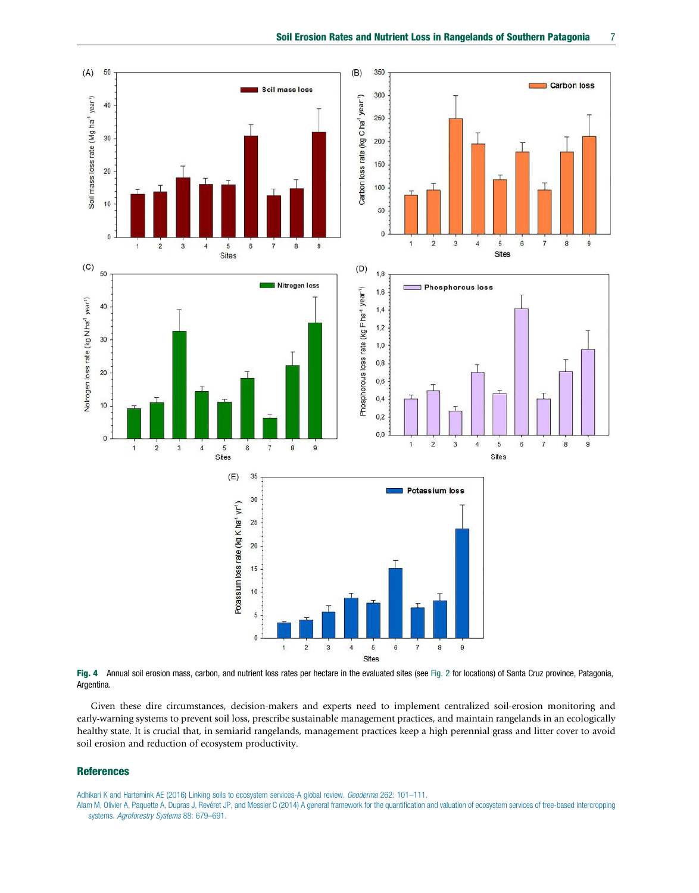**Fig. 4** Annual soil erosion mass, carbon, and nutrient loss rates per hectare in the evaluated sites (see Fig. 2 for locations) of Santa Cruz province, Patagonia, Argentina.

Given these dire circumstances, decision-makers and experts need to implement centralized soil-erosion monitoring and early-warning systems to prevent soil loss, prescribe sustainable management practices, and maintain rangelands in an ecologically healthy state. It is crucial that, in semiarid rangelands, management practices keep a high perennial grass and litter cover to avoid soil erosion and reduction of ecosystem productivity.

## References

Adhikari K and Hartemink AE (2016) Linking soils to ecosystem services-A global review. *Geoderma* 262: 101–111.

Alam M, Olivier A, Paquette A, Dupras J, Revéret JP, and Messier C (2014) A general framework for the quantification and valuation of ecosystem services of tree-based intercropping systems. *Agroforestry Systems* 88: 679–691.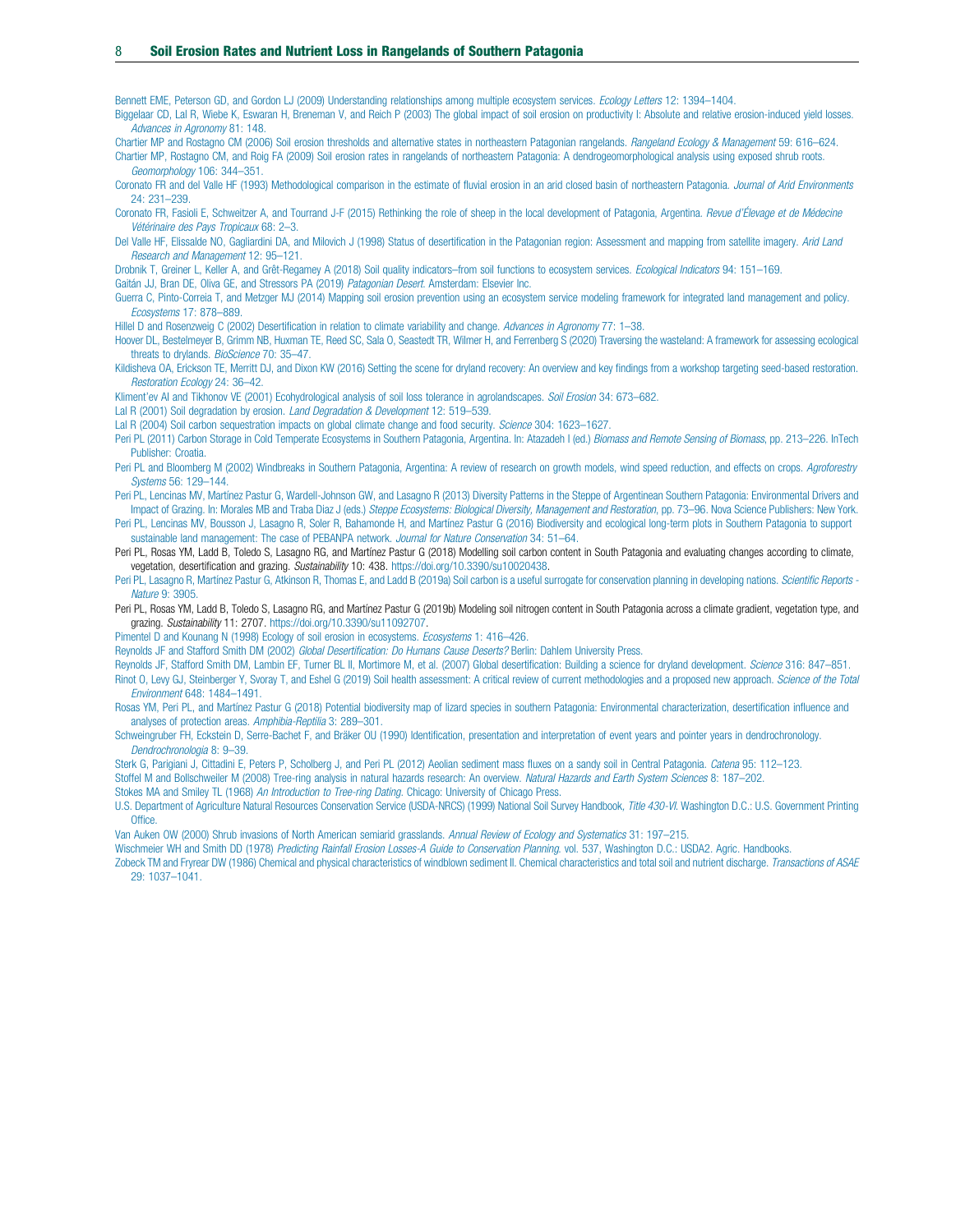Bennett EME, Peterson GD, and Gordon LJ (2009) Understanding relationships among multiple ecosystem services. *Ecology Letters* 12: 1394–1404.

Biggelaar CD, Lal R, Wiebe K, Eswaran H, Breneman V, and Reich P (2003) The global impact of soil erosion on productivity I: Absolute and relative erosion-induced yield losses. *Advances in Agronomy* 81: 148.

Chartier MP and Rostagno CM (2006) Soil erosion thresholds and alternative states in northeastern Patagonian rangelands. *Rangeland Ecology & Management* 59: 616–624.

Chartier MP, Rostagno CM, and Roig FA (2009) Soil erosion rates in rangelands of northeastern Patagonia: A dendrogeomorphological analysis using exposed shrub roots. *Geomorphology* 106: 344–351.

Coronato FR and del Valle HF (1993) Methodological comparison in the estimate of fluvial erosion in an arid closed basin of northeastern Patagonia. *Journal of Arid Environments* 24: 231–239.

Coronato FR, Fasioli E, Schweitzer A, and Tourrand J-F (2015) Rethinking the role of sheep in the local development of Patagonia, Argentina. *Revue d'Élevage et de Médecine Vétérinaire des Pays Tropicaux* 68: 2–3.

Del Valle HF, Elissalde NO, Gagliardini DA, and Milovich J (1998) Status of desertification in the Patagonian region: Assessment and mapping from satellite imagery. *Arid Land Research and Management* 12: 95–121.

Drobnik T, Greiner L, Keller A, and Grêt-Regamey A (2018) Soil quality indicators–from soil functions to ecosystem services. *Ecological Indicators* 94: 151–169.

Gaitán JJ, Bran DE, Oliva GE, and Stressors PA (2019) *Patagonian Desert*. Amsterdam: Elsevier Inc.

Guerra C, Pinto-Correia T, and Metzger MJ (2014) Mapping soil erosion prevention using an ecosystem service modeling framework for integrated land management and policy. *Ecosystems* 17: 878–889.

Hillel D and Rosenzweig C (2002) Desertification in relation to climate variability and change. *Advances in Agronomy* 77: 1–38.

Hoover DL, Bestelmeyer B, Grimm NB, Huxman TE, Reed SC, Sala O, Seastedt TR, Wilmer H, and Ferrenberg S (2020) Traversing the wasteland: A framework for assessing ecological threats to drylands. *BioScience* 70: 35–47.

Kildisheva OA, Erickson TE, Merritt DJ, and Dixon KW (2016) Setting the scene for dryland recovery: An overview and key findings from a workshop targeting seed-based restoration. *Restoration Ecology* 24: 36–42.

Kliment'ev AI and Tikhonov VE (2001) Ecohydrological analysis of soil loss tolerance in agrolandscapes. *Soil Erosion* 34: 673–682.

Lal R (2001) Soil degradation by erosion. *Land Degradation & Development* 12: 519–539.

Lal R (2004) Soil carbon sequestration impacts on global climate change and food security. *Science* 304: 1623–1627.

Peri PL (2011) Carbon Storage in Cold Temperate Ecosystems in Southern Patagonia, Argentina. In: Atazadeh I (ed.) *Biomass and Remote Sensing of Biomass*, pp. 213–226. InTech Publisher: Croatia.

Peri PL and Bloomberg M (2002) Windbreaks in Southern Patagonia, Argentina: A review of research on growth models, wind speed reduction, and effects on crops. *Agroforestry Systems* 56: 129–144.

Peri PL, Lencinas MV, Martínez Pastur G, Wardell-Johnson GW, and Lasagno R (2013) Diversity Patterns in the Steppe of Argentinean Southern Patagonia: Environmental Drivers and Impact of Grazing. In: Morales MB and Traba Díaz J (eds.) *Steppe Ecosystems: Biological Diversity, Management and Restoration*, pp. 73–96. Nova Science Publishers: New York.

Peri PL, Lencinas MV, Bousson J, Lasagno R, Soler R, Bahamonde H, and Martínez Pastur G (2016) Biodiversity and ecological long-term plots in Southern Patagonia to support sustainable land management: The case of PEBANPA network. *Journal for Nature Conservation* 34: 51–64.

Peri PL, Rosas YM, Ladd B, Toledo S, Lasagno RG, and Martínez Pastur G (2018) Modelling soil carbon content in South Patagonia and evaluating changes according to climate, vegetation, desertification and grazing. *Sustainability* 10: 438. https://doi.org/10.3390/su10020438.

Peri PL, Lasagno R, Martínez Pastur G, Atkinson R, Thomas E, and Ladd B (2019a) Soil carbon is a useful surrogate for conservation planning in developing nations. *Scientific Reports - Nature* 9: 3905.

Peri PL, Rosas YM, Ladd B, Toledo S, Lasagno RG, and Martínez Pastur G (2019b) Modeling soil nitrogen content in South Patagonia across a climate gradient, vegetation type, and grazing. *Sustainability* 11: 2707. https://doi.org/10.3390/su11092707.

Pimentel D and Kounang N (1998) Ecology of soil erosion in ecosystems. *Ecosystems* 1: 416–426.

Reynolds JF and Stafford Smith DM (2002) *Global Desertification: Do Humans Cause Deserts?* Berlin: Dahlem University Press.

Reynolds JF, Stafford Smith DM, Lambin EF, Turner BL II, Mortimore M, et al. (2007) Global desertification: Building a science for dryland development. *Science* 316: 847–851.

Rinot O, Levy GJ, Steinberger Y, Svoray T, and Eshel G (2019) Soil health assessment: A critical review of current methodologies and a proposed new approach. *Science of the Total Environment* 648: 1484–1491.

Rosas YM, Peri PL, and Martínez Pastur G (2018) Potential biodiversity map of lizard species in southern Patagonia: Environmental characterization, desertification influence and analyses of protection areas. *Amphibia-Reptilia* 3: 289–301.

Schweingruber FH, Eckstein D, Serre-Bachet F, and Bräker OU (1990) Identification, presentation and interpretation of event years and pointer years in dendrochronology. *Dendrochronologia* 8: 9–39.

Sterk G, Parigiani J, Cittadini E, Peters P, Scholberg J, and Peri PL (2012) Aeolian sediment mass fluxes on a sandy soil in Central Patagonia. *Catena* 95: 112–123.

Stoffel M and Bollschweiler M (2008) Tree-ring analysis in natural hazards research: An overview. *Natural Hazards and Earth System Sciences* 8: 187–202.

Stokes MA and Smiley TL (1968) *An Introduction to Tree-ring Dating*. Chicago: University of Chicago Press.

U.S. Department of Agriculture Natural Resources Conservation Service (USDA-NRCS) (1999) National Soil Survey Handbook, *Title 430-VI*. Washington D.C.: U.S. Government Printing Office.

Van Auken OW (2000) Shrub invasions of North American semiarid grasslands. *Annual Review of Ecology and Systematics* 31: 197–215.

Wischmeier WH and Smith DD (1978) *Predicting Rainfall Erosion Losses-A Guide to Conservation Planning*. vol. 537, Washington D.C.: USDA2. Agric. Handbooks.

Zobeck TM and Fryrear DW (1986) Chemical and physical characteristics of windblown sediment II. Chemical characteristics and total soil and nutrient discharge. *Transactions of ASAE* 29: 1037–1041.